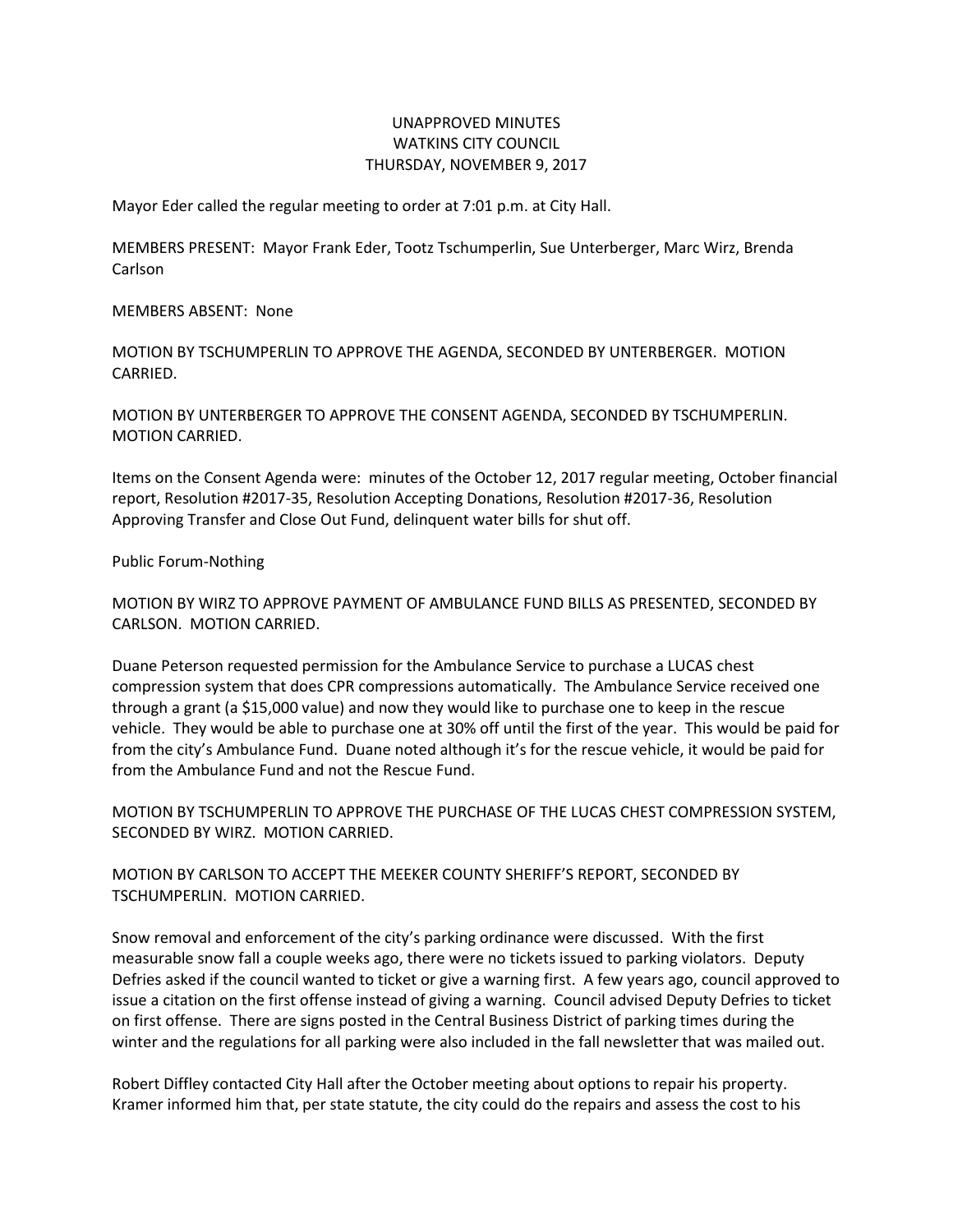# UNAPPROVED MINUTES
# WATKINS CITY COUNCIL
# THURSDAY, NOVEMBER 9, 2017

Mayor Eder called the regular meeting to order at 7:01 p.m. at City Hall.

MEMBERS PRESENT: Mayor Frank Eder, Tootz Tschumperlin, Sue Unterberger, Marc Wirz, Brenda Carlson

MEMBERS ABSENT: None

MOTION BY TSCHUMPERLIN TO APPROVE THE AGENDA, SECONDED BY UNTERBERGER. MOTION CARRIED.

MOTION BY UNTERBERGER TO APPROVE THE CONSENT AGENDA, SECONDED BY TSCHUMPERLIN. MOTION CARRIED.

Items on the Consent Agenda were: minutes of the October 12, 2017 regular meeting, October financial report, Resolution #2017-35, Resolution Accepting Donations, Resolution #2017-36, Resolution Approving Transfer and Close Out Fund, delinquent water bills for shut off.

Public Forum-Nothing

MOTION BY WIRZ TO APPROVE PAYMENT OF AMBULANCE FUND BILLS AS PRESENTED, SECONDED BY CARLSON. MOTION CARRIED.

Duane Peterson requested permission for the Ambulance Service to purchase a LUCAS chest compression system that does CPR compressions automatically. The Ambulance Service received one through a grant (a $15,000 value) and now they would like to purchase one to keep in the rescue vehicle. They would be able to purchase one at 30% off until the first of the year. This would be paid for from the city's Ambulance Fund. Duane noted although it's for the rescue vehicle, it would be paid for from the Ambulance Fund and not the Rescue Fund.

MOTION BY TSCHUMPERLIN TO APPROVE THE PURCHASE OF THE LUCAS CHEST COMPRESSION SYSTEM, SECONDED BY WIRZ. MOTION CARRIED.

MOTION BY CARLSON TO ACCEPT THE MEEKER COUNTY SHERIFF'S REPORT, SECONDED BY TSCHUMPERLIN. MOTION CARRIED.

Snow removal and enforcement of the city's parking ordinance were discussed. With the first measurable snow fall a couple weeks ago, there were no tickets issued to parking violators. Deputy Defries asked if the council wanted to ticket or give a warning first. A few years ago, council approved to issue a citation on the first offense instead of giving a warning. Council advised Deputy Defries to ticket on first offense. There are signs posted in the Central Business District of parking times during the winter and the regulations for all parking were also included in the fall newsletter that was mailed out.

Robert Diffley contacted City Hall after the October meeting about options to repair his property. Kramer informed him that, per state statute, the city could do the repairs and assess the cost to his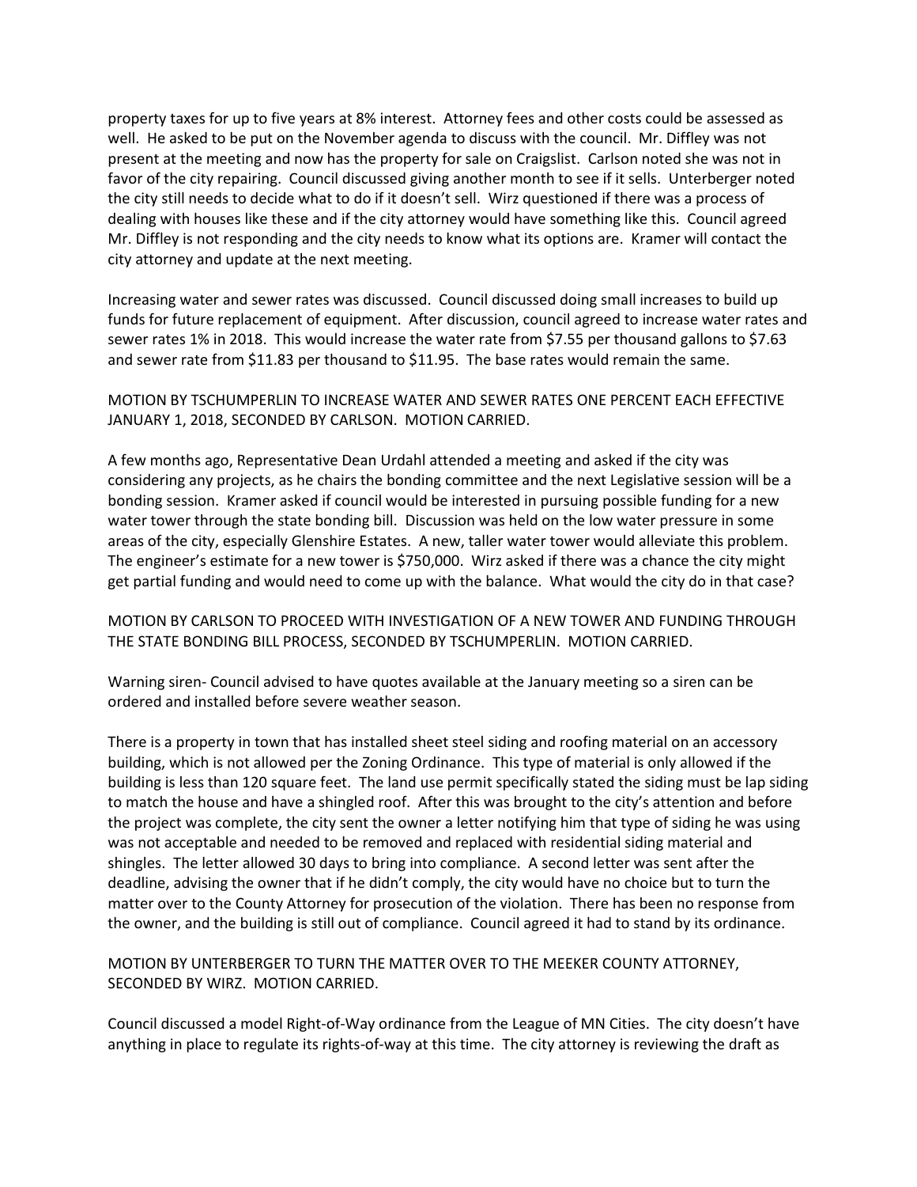property taxes for up to five years at 8% interest. Attorney fees and other costs could be assessed as well. He asked to be put on the November agenda to discuss with the council. Mr. Diffley was not present at the meeting and now has the property for sale on Craigslist. Carlson noted she was not in favor of the city repairing. Council discussed giving another month to see if it sells. Unterberger noted the city still needs to decide what to do if it doesn't sell. Wirz questioned if there was a process of dealing with houses like these and if the city attorney would have something like this. Council agreed Mr. Diffley is not responding and the city needs to know what its options are. Kramer will contact the city attorney and update at the next meeting.

Increasing water and sewer rates was discussed. Council discussed doing small increases to build up funds for future replacement of equipment. After discussion, council agreed to increase water rates and sewer rates 1% in 2018. This would increase the water rate from $7.55 per thousand gallons to $7.63 and sewer rate from $11.83 per thousand to $11.95. The base rates would remain the same.

MOTION BY TSCHUMPERLIN TO INCREASE WATER AND SEWER RATES ONE PERCENT EACH EFFECTIVE JANUARY 1, 2018, SECONDED BY CARLSON. MOTION CARRIED.

A few months ago, Representative Dean Urdahl attended a meeting and asked if the city was considering any projects, as he chairs the bonding committee and the next Legislative session will be a bonding session. Kramer asked if council would be interested in pursuing possible funding for a new water tower through the state bonding bill. Discussion was held on the low water pressure in some areas of the city, especially Glenshire Estates. A new, taller water tower would alleviate this problem. The engineer's estimate for a new tower is $750,000. Wirz asked if there was a chance the city might get partial funding and would need to come up with the balance. What would the city do in that case?

MOTION BY CARLSON TO PROCEED WITH INVESTIGATION OF A NEW TOWER AND FUNDING THROUGH THE STATE BONDING BILL PROCESS, SECONDED BY TSCHUMPERLIN. MOTION CARRIED.

Warning siren- Council advised to have quotes available at the January meeting so a siren can be ordered and installed before severe weather season.

There is a property in town that has installed sheet steel siding and roofing material on an accessory building, which is not allowed per the Zoning Ordinance. This type of material is only allowed if the building is less than 120 square feet. The land use permit specifically stated the siding must be lap siding to match the house and have a shingled roof. After this was brought to the city's attention and before the project was complete, the city sent the owner a letter notifying him that type of siding he was using was not acceptable and needed to be removed and replaced with residential siding material and shingles. The letter allowed 30 days to bring into compliance. A second letter was sent after the deadline, advising the owner that if he didn't comply, the city would have no choice but to turn the matter over to the County Attorney for prosecution of the violation. There has been no response from the owner, and the building is still out of compliance. Council agreed it had to stand by its ordinance.

MOTION BY UNTERBERGER TO TURN THE MATTER OVER TO THE MEEKER COUNTY ATTORNEY, SECONDED BY WIRZ. MOTION CARRIED.

Council discussed a model Right-of-Way ordinance from the League of MN Cities. The city doesn't have anything in place to regulate its rights-of-way at this time. The city attorney is reviewing the draft as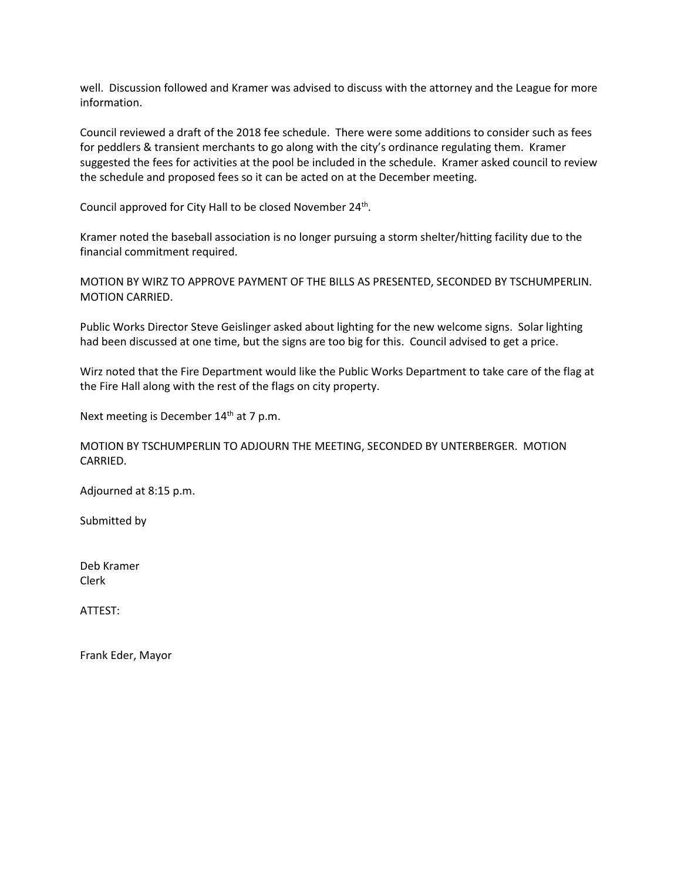well.  Discussion followed and Kramer was advised to discuss with the attorney and the League for more information.

Council reviewed a draft of the 2018 fee schedule.  There were some additions to consider such as fees for peddlers & transient merchants to go along with the city's ordinance regulating them.  Kramer suggested the fees for activities at the pool be included in the schedule.  Kramer asked council to review the schedule and proposed fees so it can be acted on at the December meeting.

Council approved for City Hall to be closed November 24th.

Kramer noted the baseball association is no longer pursuing a storm shelter/hitting facility due to the financial commitment required.

MOTION BY WIRZ TO APPROVE PAYMENT OF THE BILLS AS PRESENTED, SECONDED BY TSCHUMPERLIN. MOTION CARRIED.

Public Works Director Steve Geislinger asked about lighting for the new welcome signs.  Solar lighting had been discussed at one time, but the signs are too big for this.  Council advised to get a price.

Wirz noted that the Fire Department would like the Public Works Department to take care of the flag at the Fire Hall along with the rest of the flags on city property.

Next meeting is December 14th at 7 p.m.

MOTION BY TSCHUMPERLIN TO ADJOURN THE MEETING, SECONDED BY UNTERBERGER.  MOTION CARRIED.

Adjourned at 8:15 p.m.

Submitted by

Deb Kramer
Clerk

ATTEST:

Frank Eder, Mayor